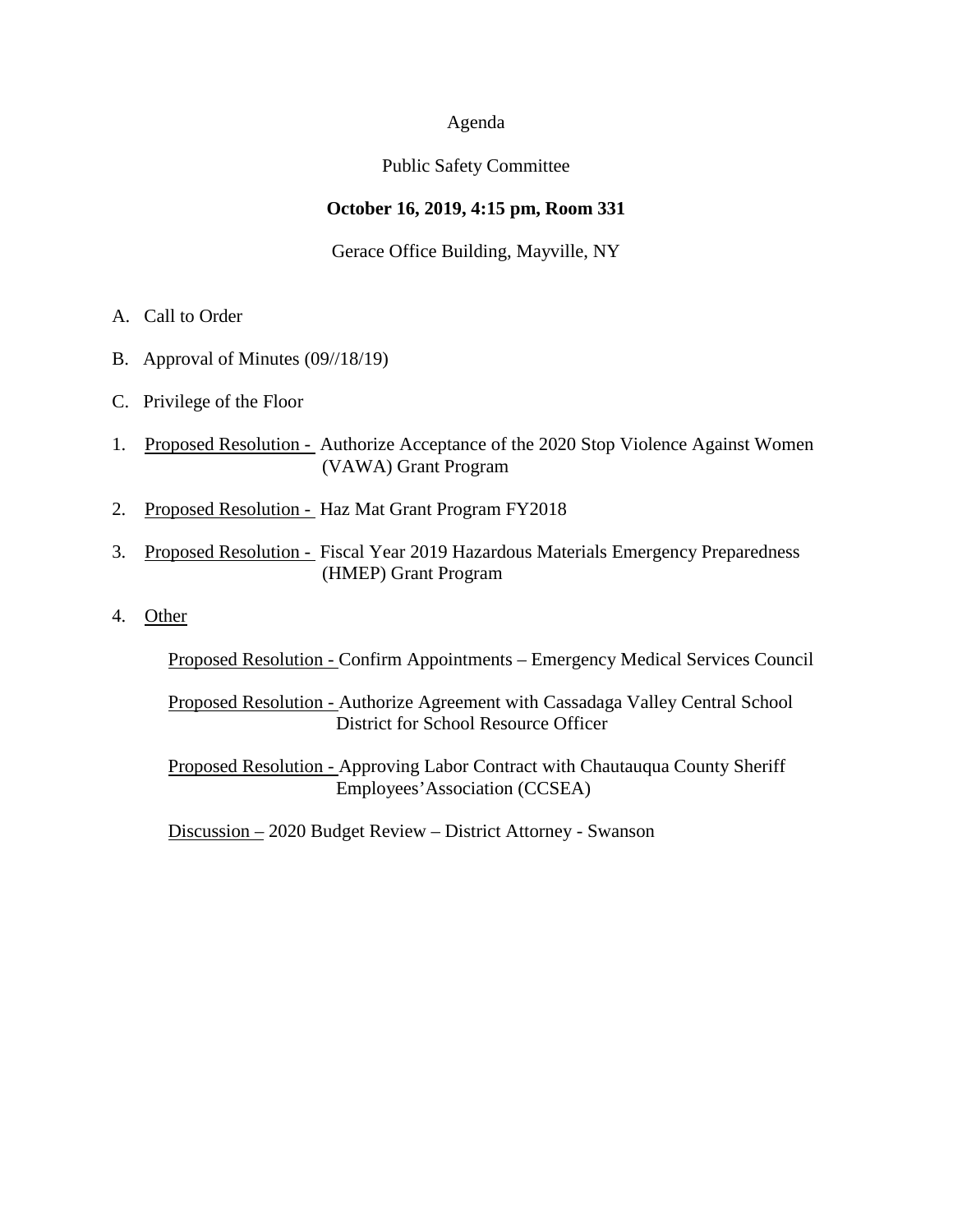# Agenda

## Public Safety Committee

**October 16, 2019, 4:15 pm, Room 331**

Gerace Office Building, Mayville, NY

A. Call to Order

B. Approval of Minutes (09//18/19)

C. Privilege of the Floor

1. Proposed Resolution - Authorize Acceptance of the 2020 Stop Violence Against Women (VAWA) Grant Program

2. Proposed Resolution - Haz Mat Grant Program FY2018

3. Proposed Resolution - Fiscal Year 2019 Hazardous Materials Emergency Preparedness (HMEP) Grant Program

4. Other

   Proposed Resolution - Confirm Appointments – Emergency Medical Services Council

   Proposed Resolution - Authorize Agreement with Cassadaga Valley Central School District for School Resource Officer

   Proposed Resolution - Approving Labor Contract with Chautauqua County Sheriff Employees'Association (CCSEA)

   Discussion – 2020 Budget Review – District Attorney - Swanson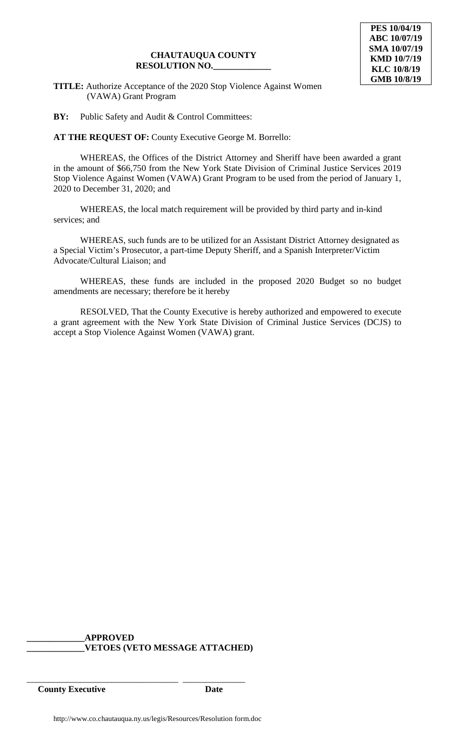**PES 10/04/19**
**ABC 10/07/19**
**SMA 10/07/19**
**KMD 10/7/19**
**KLC 10/8/19**
**GMB 10/8/19**

**CHAUTAUQUA COUNTY**
**RESOLUTION NO.\_\_\_\_\_\_\_\_\_\_\_\_\_**

**TITLE:** Authorize Acceptance of the 2020 Stop Violence Against Women (VAWA) Grant Program

**BY:** Public Safety and Audit & Control Committees:

**AT THE REQUEST OF:** County Executive George M. Borrello:

WHEREAS, the Offices of the District Attorney and Sheriff have been awarded a grant in the amount of $66,750 from the New York State Division of Criminal Justice Services 2019 Stop Violence Against Women (VAWA) Grant Program to be used from the period of January 1, 2020 to December 31, 2020; and

WHEREAS, the local match requirement will be provided by third party and in-kind services; and

WHEREAS, such funds are to be utilized for an Assistant District Attorney designated as a Special Victim's Prosecutor, a part-time Deputy Sheriff, and a Spanish Interpreter/Victim Advocate/Cultural Liaison; and

WHEREAS, these funds are included in the proposed 2020 Budget so no budget amendments are necessary; therefore be it hereby

RESOLVED, That the County Executive is hereby authorized and empowered to execute a grant agreement with the New York State Division of Criminal Justice Services (DCJS) to accept a Stop Violence Against Women (VAWA) grant.

**\_\_\_\_\_\_\_\_\_\_\_\_\_APPROVED**
**\_\_\_\_\_\_\_\_\_\_\_\_\_VETOES (VETO MESSAGE ATTACHED)**

\_\_\_\_\_\_\_\_\_\_\_\_\_\_\_\_\_\_\_\_\_\_\_\_\_\_\_\_\_\_\_\_\_\_ \_\_\_\_\_\_\_\_\_\_\_\_\_\_
**County Executive** **Date**

http://www.co.chautauqua.ny.us/legis/Resources/Resolution form.doc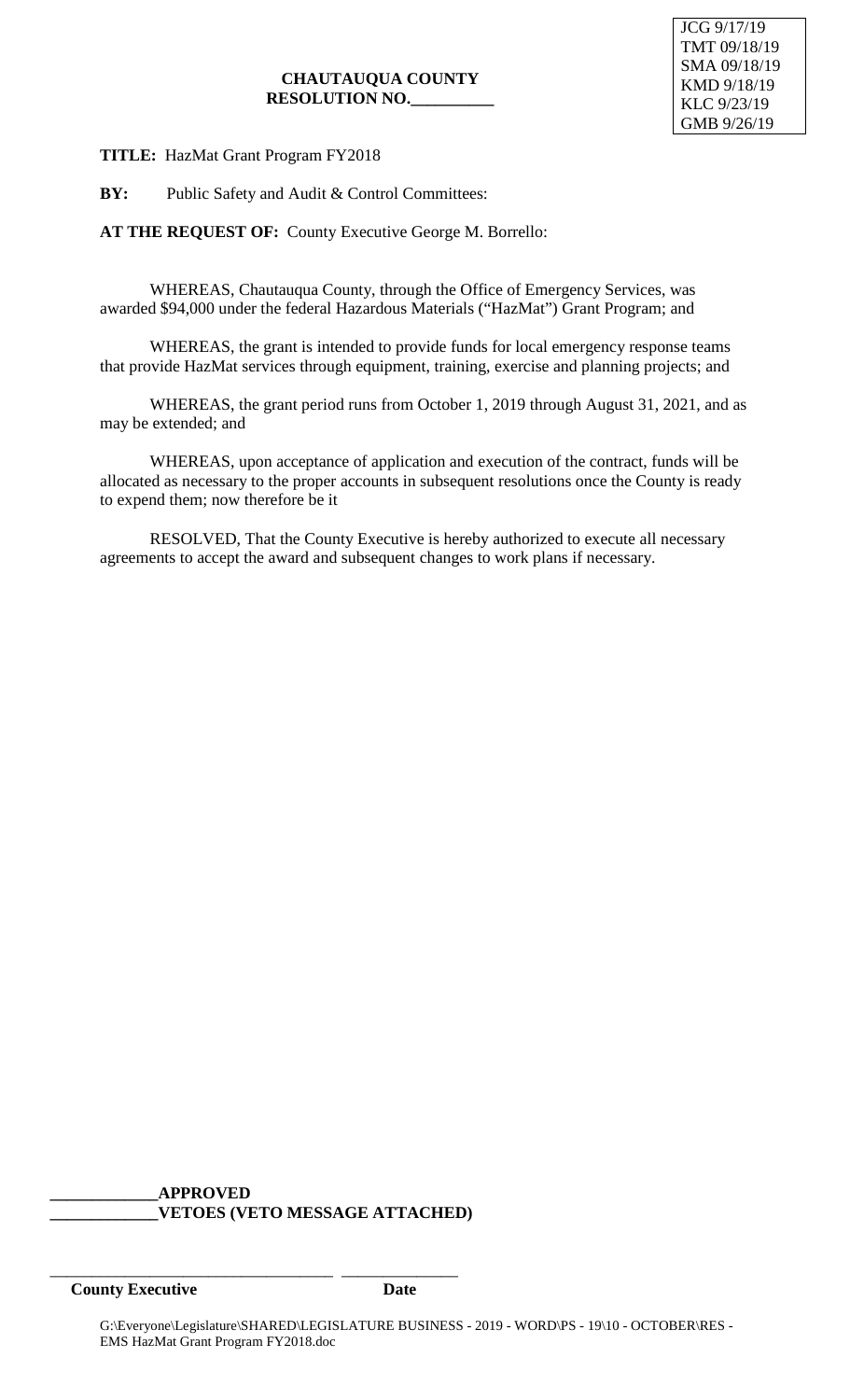JCG 9/17/19
TMT 09/18/19
SMA 09/18/19
KMD 9/18/19
KLC 9/23/19
GMB 9/26/19

**CHAUTAUQUA COUNTY**
**RESOLUTION NO.__________**

**TITLE:** HazMat Grant Program FY2018

**BY:** Public Safety and Audit & Control Committees:

**AT THE REQUEST OF:** County Executive George M. Borrello:

WHEREAS, Chautauqua County, through the Office of Emergency Services, was awarded $94,000 under the federal Hazardous Materials ("HazMat") Grant Program; and

WHEREAS, the grant is intended to provide funds for local emergency response teams that provide HazMat services through equipment, training, exercise and planning projects; and

WHEREAS, the grant period runs from October 1, 2019 through August 31, 2021, and as may be extended; and

WHEREAS, upon acceptance of application and execution of the contract, funds will be allocated as necessary to the proper accounts in subsequent resolutions once the County is ready to expend them; now therefore be it

RESOLVED, That the County Executive is hereby authorized to execute all necessary agreements to accept the award and subsequent changes to work plans if necessary.

**_____________APPROVED**
**_____________VETOES (VETO MESSAGE ATTACHED)**

___________________________________ _______________
**County Executive** **Date**

G:\Everyone\Legislature\SHARED\LEGISLATURE BUSINESS - 2019 - WORD\PS - 19\10 - OCTOBER\RES - EMS HazMat Grant Program FY2018.doc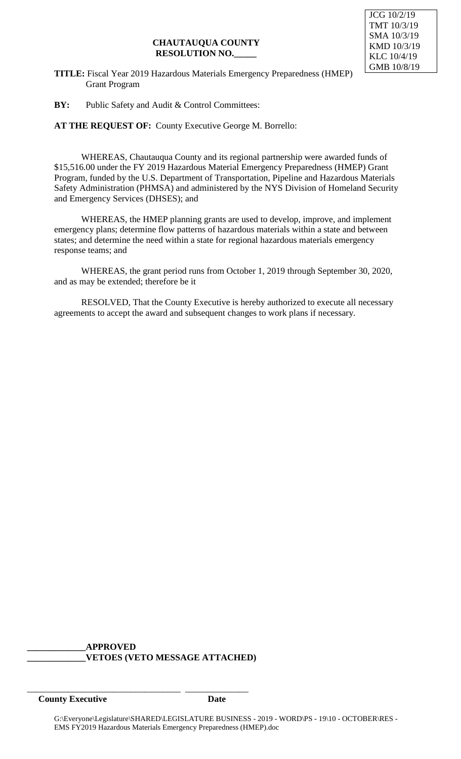JCG 10/2/19
TMT 10/3/19
SMA 10/3/19
KMD 10/3/19
KLC 10/4/19
GMB 10/8/19

**CHAUTAUQUA COUNTY**
**RESOLUTION NO.\_\_\_\_\_**

**TITLE:** Fiscal Year 2019 Hazardous Materials Emergency Preparedness (HMEP) Grant Program

**BY:** Public Safety and Audit & Control Committees:

**AT THE REQUEST OF:** County Executive George M. Borrello:

WHEREAS, Chautauqua County and its regional partnership were awarded funds of $15,516.00 under the FY 2019 Hazardous Material Emergency Preparedness (HMEP) Grant Program, funded by the U.S. Department of Transportation, Pipeline and Hazardous Materials Safety Administration (PHMSA) and administered by the NYS Division of Homeland Security and Emergency Services (DHSES); and

WHEREAS, the HMEP planning grants are used to develop, improve, and implement emergency plans; determine flow patterns of hazardous materials within a state and between states; and determine the need within a state for regional hazardous materials emergency response teams; and

WHEREAS, the grant period runs from October 1, 2019 through September 30, 2020, and as may be extended; therefore be it

RESOLVED, That the County Executive is hereby authorized to execute all necessary agreements to accept the award and subsequent changes to work plans if necessary.

**\_\_\_\_\_\_\_\_\_\_\_\_\_APPROVED**
**\_\_\_\_\_\_\_\_\_\_\_\_\_VETOES (VETO MESSAGE ATTACHED)**

\_\_\_\_\_\_\_\_\_\_\_\_\_\_\_\_\_\_\_\_\_\_\_\_\_\_\_\_\_\_\_\_\_\_\_ \_\_\_\_\_\_\_\_\_\_\_\_\_\_
**County Executive** **Date**

G:\Everyone\Legislature\SHARED\LEGISLATURE BUSINESS - 2019 - WORD\PS - 19\10 - OCTOBER\RES - EMS FY2019 Hazardous Materials Emergency Preparedness (HMEP).doc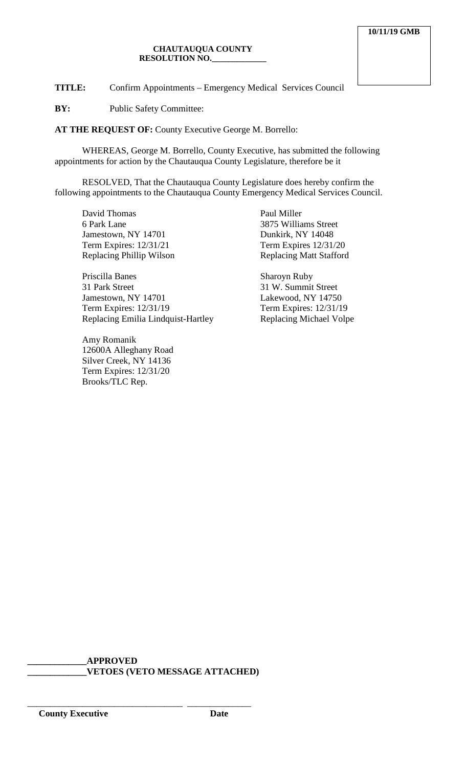**10/11/19 GMB**

**CHAUTAUQUA COUNTY**
**RESOLUTION NO.____________**

**TITLE:** Confirm Appointments – Emergency Medical Services Council

**BY:** Public Safety Committee:

**AT THE REQUEST OF:** County Executive George M. Borrello:

WHEREAS, George M. Borrello, County Executive, has submitted the following appointments for action by the Chautauqua County Legislature, therefore be it

RESOLVED, That the Chautauqua County Legislature does hereby confirm the following appointments to the Chautauqua County Emergency Medical Services Council.

David Thomas
6 Park Lane
Jamestown, NY 14701
Term Expires: 12/31/21
Replacing Phillip Wilson

Paul Miller
3875 Williams Street
Dunkirk, NY 14048
Term Expires 12/31/20
Replacing Matt Stafford

Priscilla Banes
31 Park Street
Jamestown, NY 14701
Term Expires: 12/31/19
Replacing Emilia Lindquist-Hartley

Sharoyn Ruby
31 W. Summit Street
Lakewood, NY 14750
Term Expires: 12/31/19
Replacing Michael Volpe

Amy Romanik
12600A Alleghany Road
Silver Creek, NY 14136
Term Expires: 12/31/20
Brooks/TLC Rep.

**____________APPROVED**
**____________VETOES (VETO MESSAGE ATTACHED)**

______________________________ ____________
**County Executive** **Date**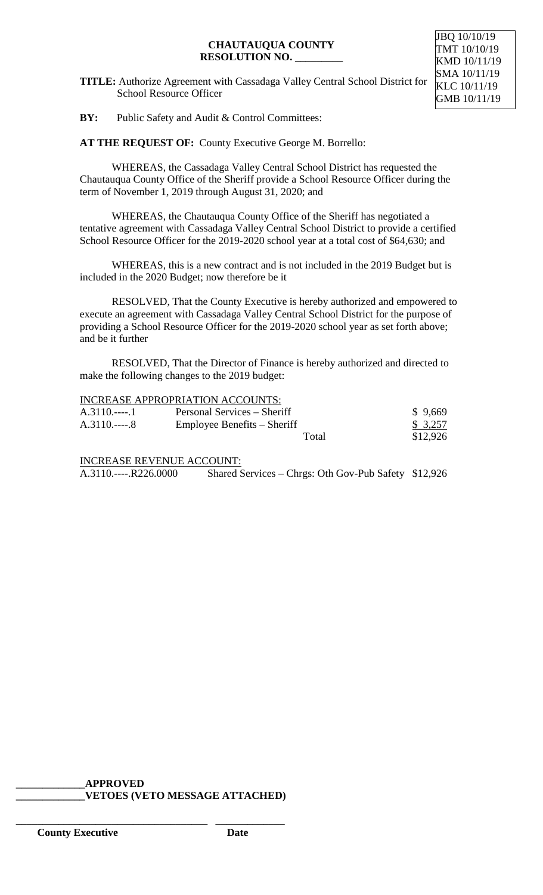JBQ 10/10/19
TMT 10/10/19
KMD 10/11/19
SMA 10/11/19
KLC 10/11/19
GMB 10/11/19

**CHAUTAUQUA COUNTY**
**RESOLUTION NO. _________**

**TITLE:** Authorize Agreement with Cassadaga Valley Central School District for School Resource Officer

**BY:** Public Safety and Audit & Control Committees:

**AT THE REQUEST OF:** County Executive George M. Borrello:

WHEREAS, the Cassadaga Valley Central School District has requested the Chautauqua County Office of the Sheriff provide a School Resource Officer during the term of November 1, 2019 through August 31, 2020; and

WHEREAS, the Chautauqua County Office of the Sheriff has negotiated a tentative agreement with Cassadaga Valley Central School District to provide a certified School Resource Officer for the 2019-2020 school year at a total cost of $64,630; and

WHEREAS, this is a new contract and is not included in the 2019 Budget but is included in the 2020 Budget; now therefore be it

RESOLVED, That the County Executive is hereby authorized and empowered to execute an agreement with Cassadaga Valley Central School District for the purpose of providing a School Resource Officer for the 2019-2020 school year as set forth above; and be it further

RESOLVED, That the Director of Finance is hereby authorized and directed to make the following changes to the 2019 budget:

INCREASE APPROPRIATION ACCOUNTS:

| | | |
|---|---|---|
| A.3110.----.1 | Personal Services – Sheriff | $ 9,669 |
| A.3110.----.8 | Employee Benefits – Sheriff | $ 3,257 |
| | Total | $12,926 |

INCREASE REVENUE ACCOUNT:

| | | |
|---|---|---|
| A.3110.----.R226.0000 | Shared Services – Chrgs: Oth Gov-Pub Safety | $12,926 |

_____________**APPROVED**
_____________**VETOES (VETO MESSAGE ATTACHED)**

_____________________________________ _____________
**County Executive** **Date**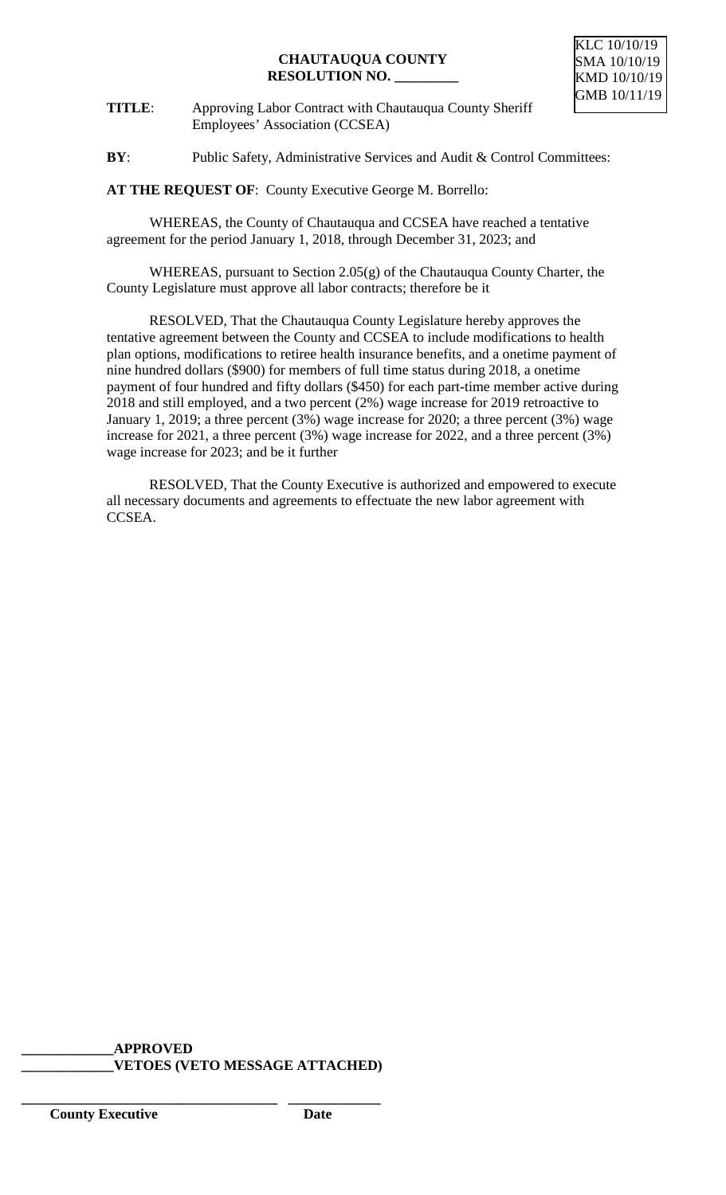KLC 10/10/19
SMA 10/10/19
KMD 10/10/19
GMB 10/11/19

**CHAUTAUQUA COUNTY**
**RESOLUTION NO. _________**

**TITLE**: Approving Labor Contract with Chautauqua County Sheriff Employees' Association (CCSEA)

**BY**: Public Safety, Administrative Services and Audit & Control Committees:

**AT THE REQUEST OF**: County Executive George M. Borrello:

WHEREAS, the County of Chautauqua and CCSEA have reached a tentative agreement for the period January 1, 2018, through December 31, 2023; and

WHEREAS, pursuant to Section 2.05(g) of the Chautauqua County Charter, the County Legislature must approve all labor contracts; therefore be it

RESOLVED, That the Chautauqua County Legislature hereby approves the tentative agreement between the County and CCSEA to include modifications to health plan options, modifications to retiree health insurance benefits, and a onetime payment of nine hundred dollars ($900) for members of full time status during 2018, a onetime payment of four hundred and fifty dollars ($450) for each part-time member active during 2018 and still employed, and a two percent (2%) wage increase for 2019 retroactive to January 1, 2019; a three percent (3%) wage increase for 2020; a three percent (3%) wage increase for 2021, a three percent (3%) wage increase for 2022, and a three percent (3%) wage increase for 2023; and be it further

RESOLVED, That the County Executive is authorized and empowered to execute all necessary documents and agreements to effectuate the new labor agreement with CCSEA.

**_____________APPROVED**
**_____________VETOES (VETO MESSAGE ATTACHED)**

**___________________________________ _____________**
**County Executive Date**